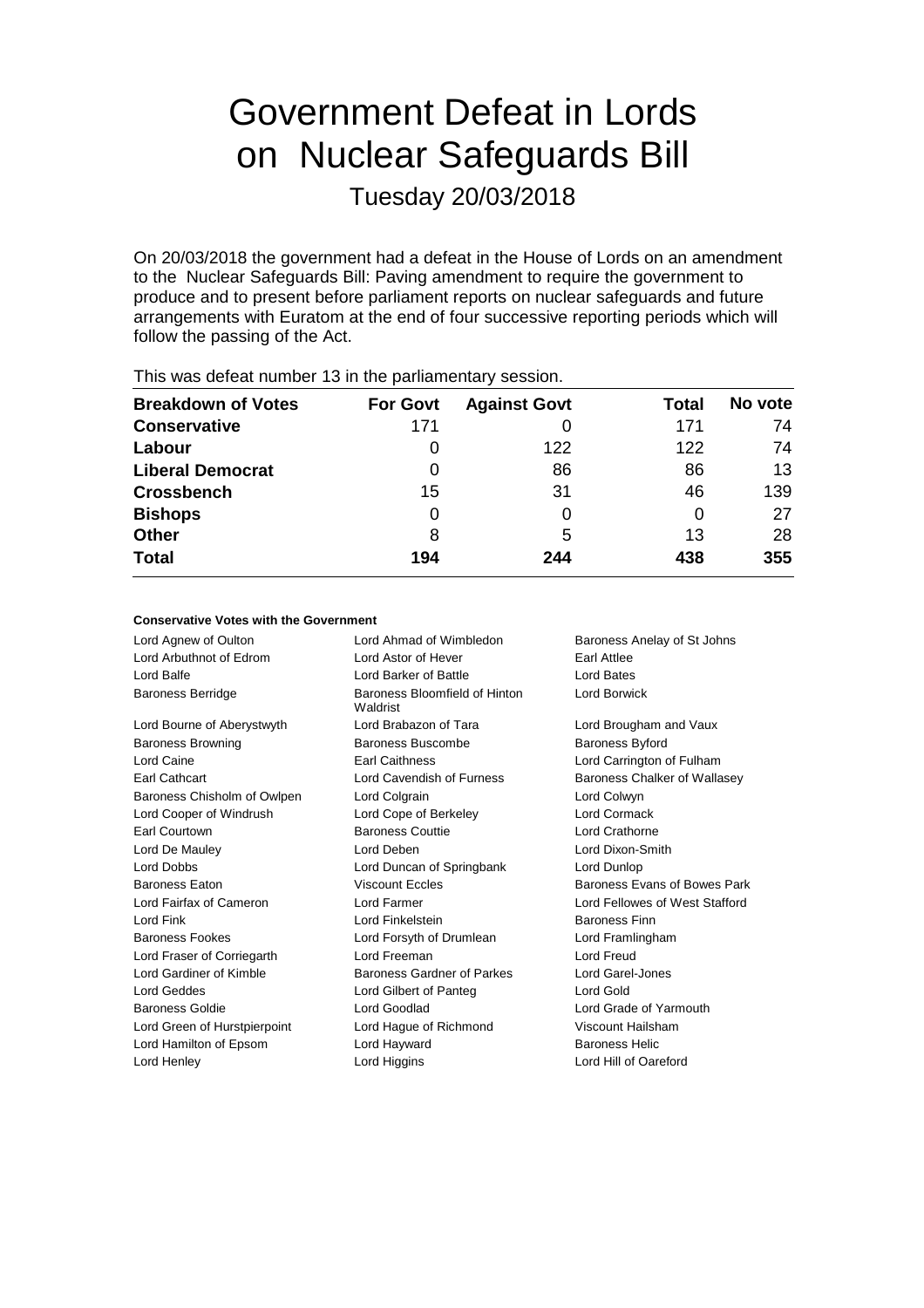# Government Defeat in Lords on Nuclear Safeguards Bill

Tuesday 20/03/2018

On 20/03/2018 the government had a defeat in the House of Lords on an amendment to the Nuclear Safeguards Bill: Paving amendment to require the government to produce and to present before parliament reports on nuclear safeguards and future arrangements with Euratom at the end of four successive reporting periods which will follow the passing of the Act.

This was defeat number 13 in the parliamentary session.

| Breakdown of Votes | For Govt | Against Govt | Total | No vote |
|---|---|---|---|---|
| **Conservative** | 171 | 0 | 171 | 74 |
| **Labour** | 0 | 122 | 122 | 74 |
| **Liberal Democrat** | 0 | 86 | 86 | 13 |
| **Crossbench** | 15 | 31 | 46 | 139 |
| **Bishops** | 0 | 0 | 0 | 27 |
| **Other** | 8 | 5 | 13 | 28 |
| **Total** | **194** | **244** | **438** | **355** |

**Conservative Votes with the Government**

| | | |
|---|---|---|
| Lord Agnew of Oulton | Lord Ahmad of Wimbledon | Baroness Anelay of St Johns |
| Lord Arbuthnot of Edrom | Lord Astor of Hever | Earl Attlee |
| Lord Balfe | Lord Barker of Battle | Lord Bates |
| Baroness Berridge | Baroness Bloomfield of Hinton Waldrist | Lord Borwick |
| Lord Bourne of Aberystwyth | Lord Brabazon of Tara | Lord Brougham and Vaux |
| Baroness Browning | Baroness Buscombe | Baroness Byford |
| Lord Caine | Earl Caithness | Lord Carrington of Fulham |
| Earl Cathcart | Lord Cavendish of Furness | Baroness Chalker of Wallasey |
| Baroness Chisholm of Owlpen | Lord Colgrain | Lord Colwyn |
| Lord Cooper of Windrush | Lord Cope of Berkeley | Lord Cormack |
| Earl Courtown | Baroness Couttie | Lord Crathorne |
| Lord De Mauley | Lord Deben | Lord Dixon-Smith |
| Lord Dobbs | Lord Duncan of Springbank | Lord Dunlop |
| Baroness Eaton | Viscount Eccles | Baroness Evans of Bowes Park |
| Lord Fairfax of Cameron | Lord Farmer | Lord Fellowes of West Stafford |
| Lord Fink | Lord Finkelstein | Baroness Finn |
| Baroness Fookes | Lord Forsyth of Drumlean | Lord Framlingham |
| Lord Fraser of Corriegarth | Lord Freeman | Lord Freud |
| Lord Gardiner of Kimble | Baroness Gardner of Parkes | Lord Garel-Jones |
| Lord Geddes | Lord Gilbert of Panteg | Lord Gold |
| Baroness Goldie | Lord Goodlad | Lord Grade of Yarmouth |
| Lord Green of Hurstpierpoint | Lord Hague of Richmond | Viscount Hailsham |
| Lord Hamilton of Epsom | Lord Hayward | Baroness Helic |
| Lord Henley | Lord Higgins | Lord Hill of Oareford |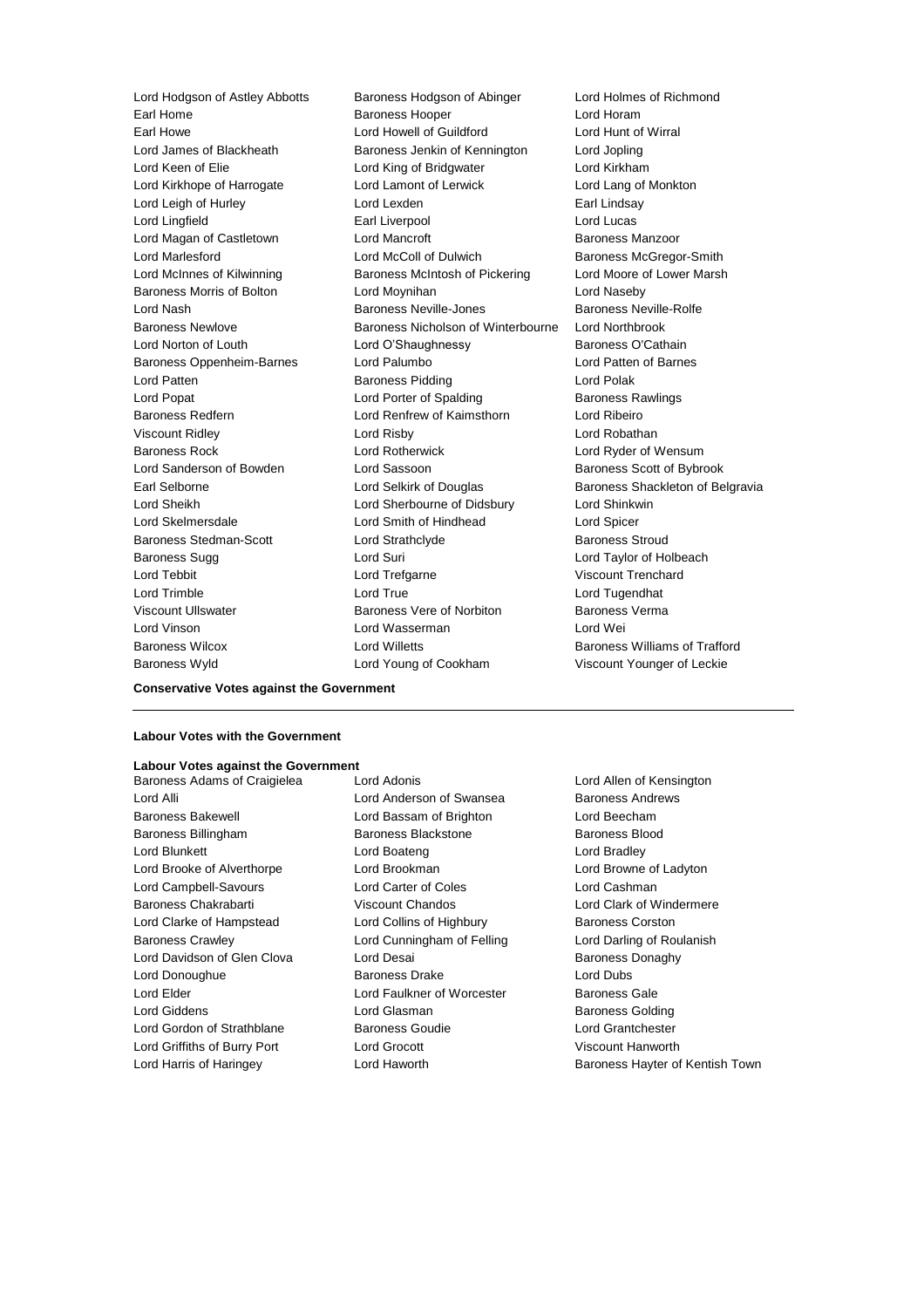Lord Hodgson of Astley Abbotts
Baroness Hodgson of Abinger
Lord Holmes of Richmond
Earl Home
Baroness Hooper
Lord Horam
Earl Howe
Lord Howell of Guildford
Lord Hunt of Wirral
Lord James of Blackheath
Baroness Jenkin of Kennington
Lord Jopling
Lord Keen of Elie
Lord King of Bridgwater
Lord Kirkham
Lord Kirkhope of Harrogate
Lord Lamont of Lerwick
Lord Lang of Monkton
Lord Leigh of Hurley
Lord Lexden
Earl Lindsay
Lord Lingfield
Earl Liverpool
Lord Lucas
Lord Magan of Castletown
Lord Mancroft
Baroness Manzoor
Lord Marlesford
Lord McColl of Dulwich
Baroness McGregor-Smith
Lord McInnes of Kilwinning
Baroness McIntosh of Pickering
Lord Moore of Lower Marsh
Baroness Morris of Bolton
Lord Moynihan
Lord Naseby
Lord Nash
Baroness Neville-Jones
Baroness Neville-Rolfe
Baroness Newlove
Baroness Nicholson of Winterbourne
Lord Northbrook
Lord Norton of Louth
Lord O'Shaughnessy
Baroness O'Cathain
Baroness Oppenheim-Barnes
Lord Palumbo
Lord Patten of Barnes
Lord Patten
Baroness Pidding
Lord Polak
Lord Popat
Lord Porter of Spalding
Baroness Rawlings
Baroness Redfern
Lord Renfrew of Kaimsthorn
Lord Ribeiro
Viscount Ridley
Lord Risby
Lord Robathan
Baroness Rock
Lord Rotherwick
Lord Ryder of Wensum
Lord Sanderson of Bowden
Lord Sassoon
Baroness Scott of Bybrook
Earl Selborne
Lord Selkirk of Douglas
Baroness Shackleton of Belgravia
Lord Sheikh
Lord Sherbourne of Didsbury
Lord Shinkwin
Lord Skelmersdale
Lord Smith of Hindhead
Lord Spicer
Baroness Stedman-Scott
Lord Strathclyde
Baroness Stroud
Baroness Sugg
Lord Suri
Lord Taylor of Holbeach
Lord Tebbit
Lord Trefgarne
Viscount Trenchard
Lord Trimble
Lord True
Lord Tugendhat
Viscount Ullswater
Baroness Vere of Norbiton
Baroness Verma
Lord Vinson
Lord Wasserman
Lord Wei
Baroness Wilcox
Lord Willetts
Baroness Williams of Trafford
Baroness Wyld
Lord Young of Cookham
Viscount Younger of Leckie

**Conservative Votes against the Government**

---

**Labour Votes with the Government**

**Labour Votes against the Government**

Baroness Adams of Craigielea
Lord Adonis
Lord Allen of Kensington
Lord Alli
Lord Anderson of Swansea
Baroness Andrews
Baroness Bakewell
Lord Bassam of Brighton
Lord Beecham
Baroness Billingham
Baroness Blackstone
Baroness Blood
Lord Blunkett
Lord Boateng
Lord Bradley
Lord Brooke of Alverthorpe
Lord Brookman
Lord Browne of Ladyton
Lord Campbell-Savours
Lord Carter of Coles
Lord Cashman
Baroness Chakrabarti
Viscount Chandos
Lord Clark of Windermere
Lord Clarke of Hampstead
Lord Collins of Highbury
Baroness Corston
Baroness Crawley
Lord Cunningham of Felling
Lord Darling of Roulanish
Lord Davidson of Glen Clova
Lord Desai
Baroness Donaghy
Lord Donoughue
Baroness Drake
Lord Dubs
Lord Elder
Lord Faulkner of Worcester
Baroness Gale
Lord Giddens
Lord Glasman
Baroness Golding
Lord Gordon of Strathblane
Baroness Goudie
Lord Grantchester
Lord Griffiths of Burry Port
Lord Grocott
Viscount Hanworth
Lord Harris of Haringey
Lord Haworth
Baroness Hayter of Kentish Town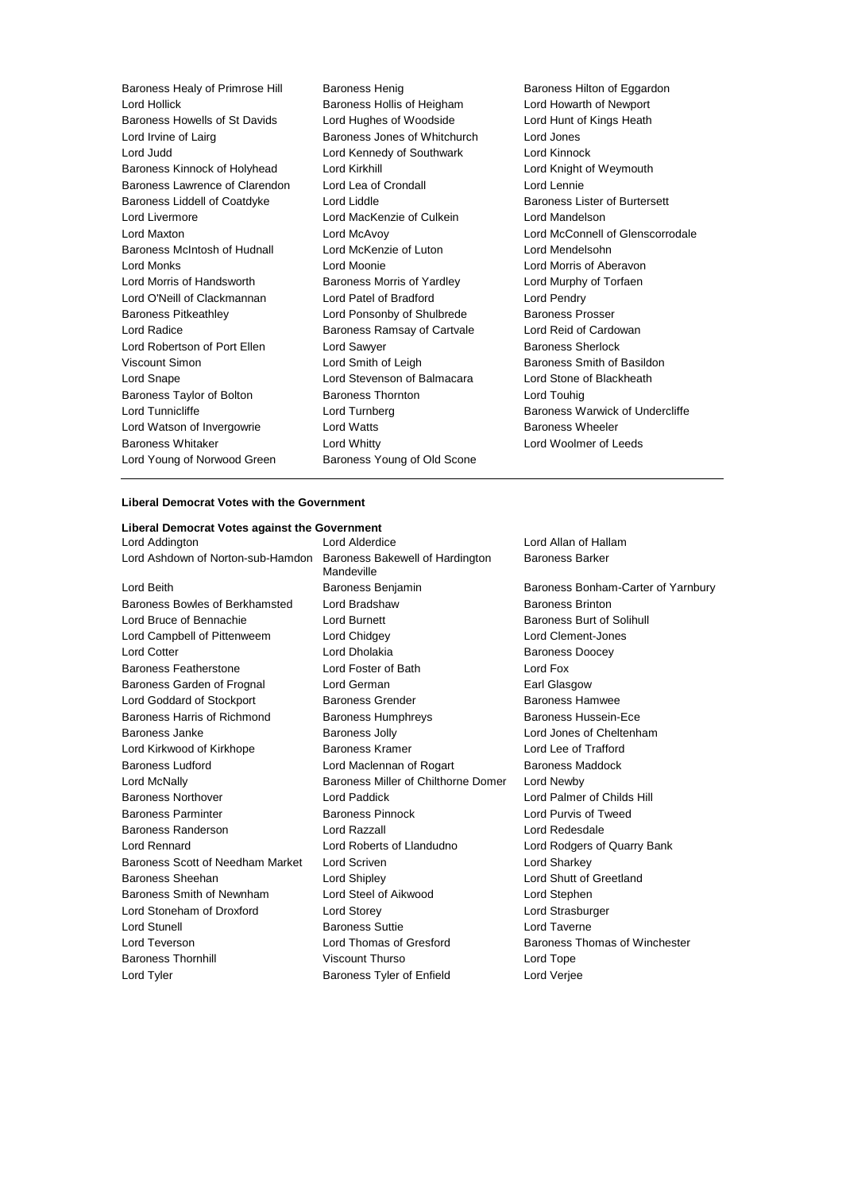Baroness Healy of Primrose Hill
Baroness Henig
Baroness Hilton of Eggardon
Lord Hollick
Baroness Hollis of Heigham
Lord Howarth of Newport
Baroness Howells of St Davids
Lord Hughes of Woodside
Lord Hunt of Kings Heath
Lord Irvine of Lairg
Baroness Jones of Whitchurch
Lord Jones
Lord Judd
Lord Kennedy of Southwark
Lord Kinnock
Baroness Kinnock of Holyhead
Lord Kirkhill
Lord Knight of Weymouth
Baroness Lawrence of Clarendon
Lord Lea of Crondall
Lord Lennie
Baroness Liddell of Coatdyke
Lord Liddle
Baroness Lister of Burtersett
Lord Livermore
Lord MacKenzie of Culkein
Lord Mandelson
Lord Maxton
Lord McAvoy
Lord McConnell of Glenscorrodale
Baroness McIntosh of Hudnall
Lord McKenzie of Luton
Lord Mendelsohn
Lord Monks
Lord Moonie
Lord Morris of Aberavon
Lord Morris of Handsworth
Baroness Morris of Yardley
Lord Murphy of Torfaen
Lord O'Neill of Clackmannan
Lord Patel of Bradford
Lord Pendry
Baroness Pitkeathley
Lord Ponsonby of Shulbrede
Baroness Prosser
Lord Radice
Baroness Ramsay of Cartvale
Lord Reid of Cardowan
Lord Robertson of Port Ellen
Lord Sawyer
Baroness Sherlock
Viscount Simon
Lord Smith of Leigh
Baroness Smith of Basildon
Lord Snape
Lord Stevenson of Balmacara
Lord Stone of Blackheath
Baroness Taylor of Bolton
Baroness Thornton
Lord Touhig
Lord Tunnicliffe
Lord Turnberg
Baroness Warwick of Undercliffe
Lord Watson of Invergowrie
Lord Watts
Baroness Wheeler
Baroness Whitaker
Lord Whitty
Lord Woolmer of Leeds
Lord Young of Norwood Green
Baroness Young of Old Scone

---

**Liberal Democrat Votes with the Government**

**Liberal Democrat Votes against the Government**

Lord Addington
Lord Alderdice
Lord Allan of Hallam
Lord Ashdown of Norton-sub-Hamdon
Baroness Bakewell of Hardington Mandeville
Baroness Barker
Lord Beith
Baroness Benjamin
Baroness Bonham-Carter of Yarnbury
Baroness Bowles of Berkhamsted
Lord Bradshaw
Baroness Brinton
Lord Bruce of Bennachie
Lord Burnett
Baroness Burt of Solihull
Lord Campbell of Pittenweem
Lord Chidgey
Lord Clement-Jones
Lord Cotter
Lord Dholakia
Baroness Doocey
Baroness Featherstone
Lord Foster of Bath
Lord Fox
Baroness Garden of Frognal
Lord German
Earl Glasgow
Lord Goddard of Stockport
Baroness Grender
Baroness Hamwee
Baroness Harris of Richmond
Baroness Humphreys
Baroness Hussein-Ece
Baroness Janke
Baroness Jolly
Lord Jones of Cheltenham
Lord Kirkwood of Kirkhope
Baroness Kramer
Lord Lee of Trafford
Baroness Ludford
Lord Maclennan of Rogart
Baroness Maddock
Lord McNally
Baroness Miller of Chilthorne Domer
Lord Newby
Baroness Northover
Lord Paddick
Lord Palmer of Childs Hill
Baroness Parminter
Baroness Pinnock
Lord Purvis of Tweed
Baroness Randerson
Lord Razzall
Lord Redesdale
Lord Rennard
Lord Roberts of Llandudno
Lord Rodgers of Quarry Bank
Baroness Scott of Needham Market
Lord Scriven
Lord Sharkey
Baroness Sheehan
Lord Shipley
Lord Shutt of Greetland
Baroness Smith of Newnham
Lord Steel of Aikwood
Lord Stephen
Lord Stoneham of Droxford
Lord Storey
Lord Strasburger
Lord Stunell
Baroness Suttie
Lord Taverne
Lord Teverson
Lord Thomas of Gresford
Baroness Thomas of Winchester
Baroness Thornhill
Viscount Thurso
Lord Tope
Lord Tyler
Baroness Tyler of Enfield
Lord Verjee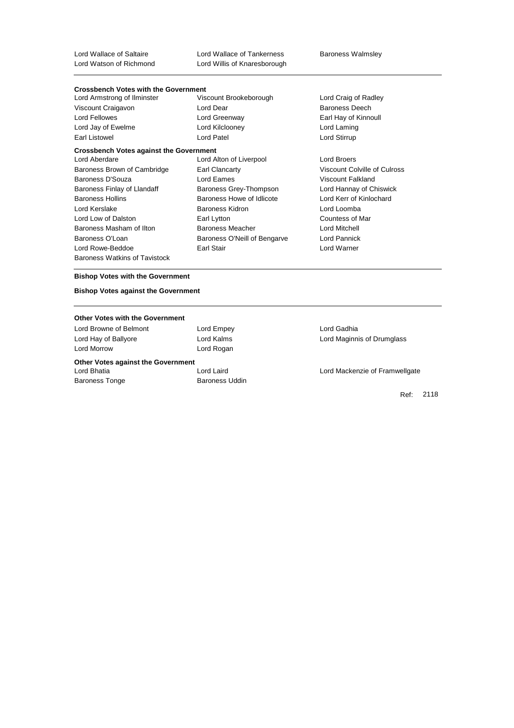| | | |
|---|---|---|
| Lord Wallace of Saltaire | Lord Wallace of Tankerness | Baroness Walmsley |
| Lord Watson of Richmond | Lord Willis of Knaresborough | |

**Crossbench Votes with the Government**

| | | |
|---|---|---|
| Lord Armstrong of Ilminster | Viscount Brookeborough | Lord Craig of Radley |
| Viscount Craigavon | Lord Dear | Baroness Deech |
| Lord Fellowes | Lord Greenway | Earl Hay of Kinnoull |
| Lord Jay of Ewelme | Lord Kilclooney | Lord Laming |
| Earl Listowel | Lord Patel | Lord Stirrup |

**Crossbench Votes against the Government**

| | | |
|---|---|---|
| Lord Aberdare | Lord Alton of Liverpool | Lord Broers |
| Baroness Brown of Cambridge | Earl Clancarty | Viscount Colville of Culross |
| Baroness D'Souza | Lord Eames | Viscount Falkland |
| Baroness Finlay of Llandaff | Baroness Grey-Thompson | Lord Hannay of Chiswick |
| Baroness Hollins | Baroness Howe of Idlicote | Lord Kerr of Kinlochard |
| Lord Kerslake | Baroness Kidron | Lord Loomba |
| Lord Low of Dalston | Earl Lytton | Countess of Mar |
| Baroness Masham of Ilton | Baroness Meacher | Lord Mitchell |
| Baroness O'Loan | Baroness O'Neill of Bengarve | Lord Pannick |
| Lord Rowe-Beddoe | Earl Stair | Lord Warner |
| Baroness Watkins of Tavistock | | |

**Bishop Votes with the Government**

**Bishop Votes against the Government**

**Other Votes with the Government**

| | | |
|---|---|---|
| Lord Browne of Belmont | Lord Empey | Lord Gadhia |
| Lord Hay of Ballyore | Lord Kalms | Lord Maginnis of Drumglass |
| Lord Morrow | Lord Rogan | |

**Other Votes against the Government**

| | | |
|---|---|---|
| Lord Bhatia | Lord Laird | Lord Mackenzie of Framwellgate |
| Baroness Tonge | Baroness Uddin | |

Ref: 2118